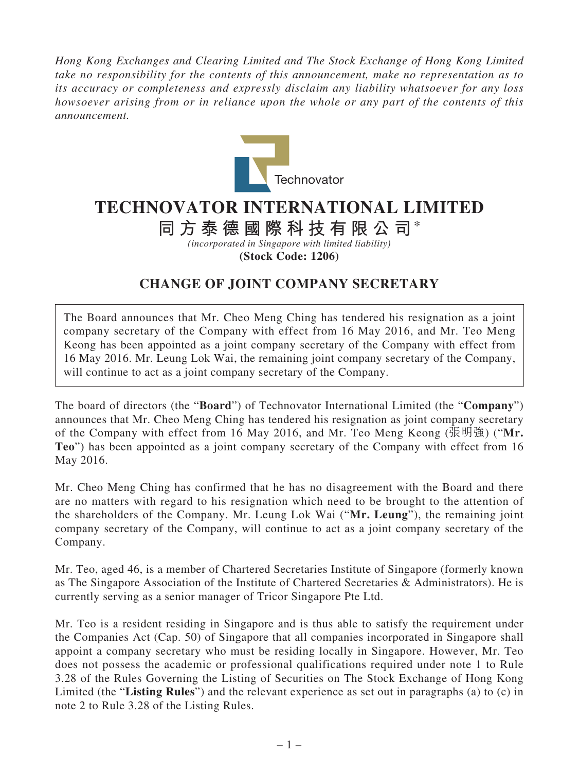*Hong Kong Exchanges and Clearing Limited and The Stock Exchange of Hong Kong Limited take no responsibility for the contents of this announcement, make no representation as to its accuracy or completeness and expressly disclaim any liability whatsoever for any loss howsoever arising from or in reliance upon the whole or any part of the contents of this announcement.*

Technovator

# TECHNOVATOR INTERNATIONAL LIMITED

**同方泰德國際科技有限公司*** 

*(incorporated in Singapore with limited liability)*

**(Stock Code: 1206)**

## CHANGE OF JOINT COMPANY SECRETARY

The Board announces that Mr. Cheo Meng Ching has tendered his resignation as a joint company secretary of the Company with effect from 16 May 2016, and Mr. Teo Meng Keong has been appointed as a joint company secretary of the Company with effect from 16 May 2016. Mr. Leung Lok Wai, the remaining joint company secretary of the Company, will continue to act as a joint company secretary of the Company.

The board of directors (the "**Board**") of Technovator International Limited (the "**Company**") announces that Mr. Cheo Meng Ching has tendered his resignation as joint company secretary of the Company with effect from 16 May 2016, and Mr. Teo Meng Keong (張明強) ("**Mr. Teo**") has been appointed as a joint company secretary of the Company with effect from 16 May 2016.

Mr. Cheo Meng Ching has confirmed that he has no disagreement with the Board and there are no matters with regard to his resignation which need to be brought to the attention of the shareholders of the Company. Mr. Leung Lok Wai ("**Mr. Leung**"), the remaining joint company secretary of the Company, will continue to act as a joint company secretary of the Company.

Mr. Teo, aged 46, is a member of Chartered Secretaries Institute of Singapore (formerly known as The Singapore Association of the Institute of Chartered Secretaries & Administrators). He is currently serving as a senior manager of Tricor Singapore Pte Ltd.

Mr. Teo is a resident residing in Singapore and is thus able to satisfy the requirement under the Companies Act (Cap. 50) of Singapore that all companies incorporated in Singapore shall appoint a company secretary who must be residing locally in Singapore. However, Mr. Teo does not possess the academic or professional qualifications required under note 1 to Rule 3.28 of the Rules Governing the Listing of Securities on The Stock Exchange of Hong Kong Limited (the "**Listing Rules**") and the relevant experience as set out in paragraphs (a) to (c) in note 2 to Rule 3.28 of the Listing Rules.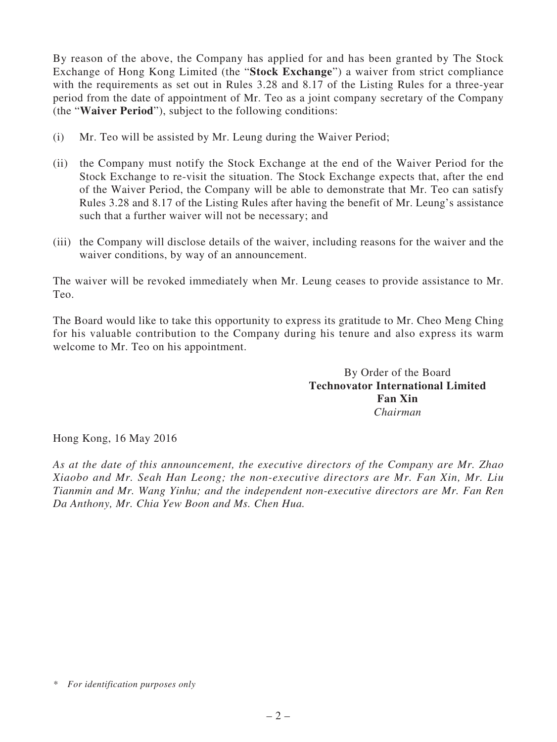By reason of the above, the Company has applied for and has been granted by The Stock Exchange of Hong Kong Limited (the "**Stock Exchange**") a waiver from strict compliance with the requirements as set out in Rules 3.28 and 8.17 of the Listing Rules for a three-year period from the date of appointment of Mr. Teo as a joint company secretary of the Company (the "**Waiver Period**"), subject to the following conditions:

(i) Mr. Teo will be assisted by Mr. Leung during the Waiver Period;

(ii) the Company must notify the Stock Exchange at the end of the Waiver Period for the Stock Exchange to re-visit the situation. The Stock Exchange expects that, after the end of the Waiver Period, the Company will be able to demonstrate that Mr. Teo can satisfy Rules 3.28 and 8.17 of the Listing Rules after having the benefit of Mr. Leung's assistance such that a further waiver will not be necessary; and

(iii) the Company will disclose details of the waiver, including reasons for the waiver and the waiver conditions, by way of an announcement.

The waiver will be revoked immediately when Mr. Leung ceases to provide assistance to Mr. Teo.

The Board would like to take this opportunity to express its gratitude to Mr. Cheo Meng Ching for his valuable contribution to the Company during his tenure and also express its warm welcome to Mr. Teo on his appointment.

By Order of the Board
**Technovator International Limited**
**Fan Xin**
*Chairman*

Hong Kong, 16 May 2016

*As at the date of this announcement, the executive directors of the Company are Mr. Zhao Xiaobo and Mr. Seah Han Leong; the non-executive directors are Mr. Fan Xin, Mr. Liu Tianmin and Mr. Wang Yinhu; and the independent non-executive directors are Mr. Fan Ren Da Anthony, Mr. Chia Yew Boon and Ms. Chen Hua.*

\* *For identification purposes only*